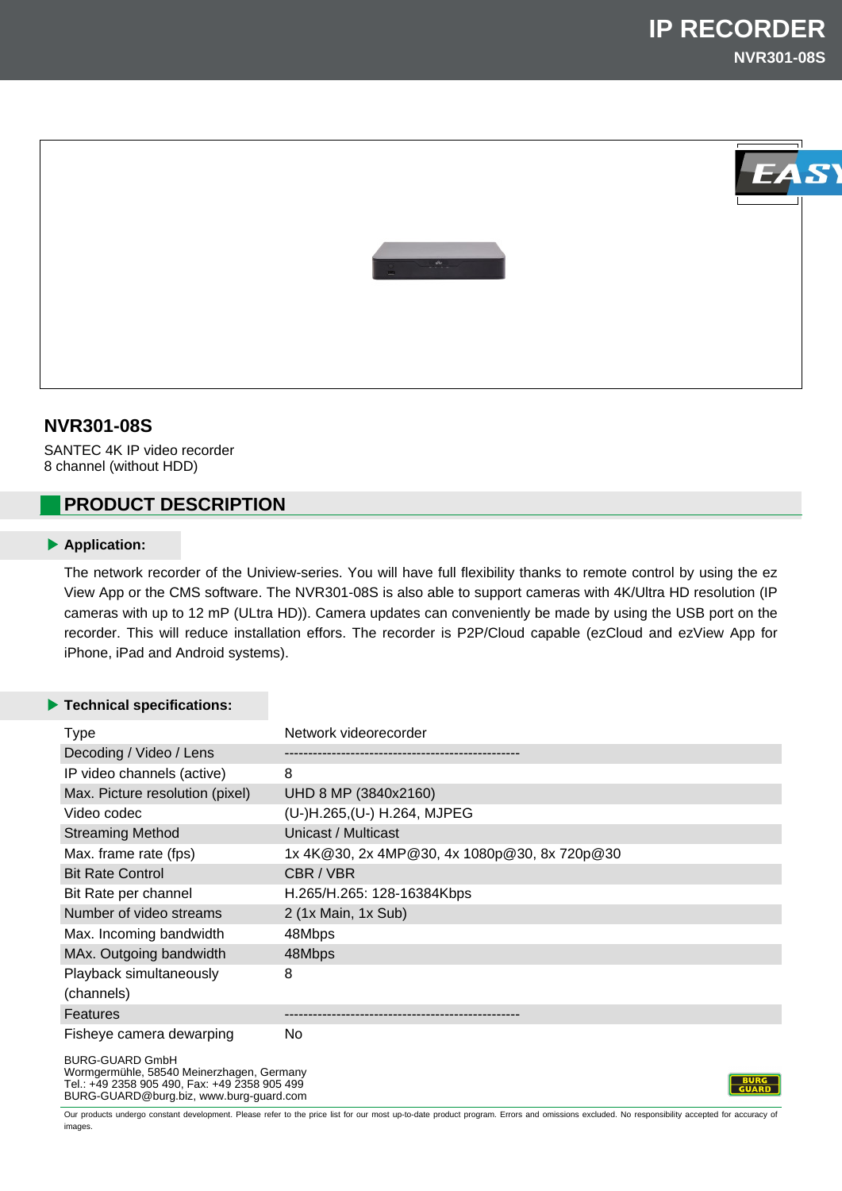# IP RECORDER

**NVR301-08S**

## NVR301-08S

SANTEC 4K IP video recorder
8 channel (without HDD)

## PRODUCT DESCRIPTION

### Application:

The network recorder of the Uniview-series. You will have full flexibility thanks to remote control by using the ez View App or the CMS software. The NVR301-08S is also able to support cameras with 4K/Ultra HD resolution (IP cameras with up to 12 mP (ULtra HD)). Camera updates can conveniently be made by using the USB port on the recorder. This will reduce installation effors. The recorder is P2P/Cloud capable (ezCloud and ezView App for iPhone, iPad and Android systems).

### Technical specifications:

| | |
|---|---|
| Type | Network videorecorder |
| Decoding / Video / Lens | -------------------------------------------------- |
| IP video channels (active) | 8 |
| Max. Picture resolution (pixel) | UHD 8 MP (3840x2160) |
| Video codec | (U-)H.265,(U-) H.264, MJPEG |
| Streaming Method | Unicast / Multicast |
| Max. frame rate (fps) | 1x 4K@30, 2x 4MP@30, 4x 1080p@30, 8x 720p@30 |
| Bit Rate Control | CBR / VBR |
| Bit Rate per channel | H.265/H.265: 128-16384Kbps |
| Number of video streams | 2 (1x Main, 1x Sub) |
| Max. Incoming bandwidth | 48Mbps |
| MAx. Outgoing bandwidth | 48Mbps |
| Playback simultaneously (channels) | 8 |
| Features | -------------------------------------------------- |
| Fisheye camera dewarping | No |

BURG-GUARD GmbH
Wormgermühle, 58540 Meinerzhagen, Germany
Tel.: +49 2358 905 490, Fax: +49 2358 905 499
BURG-GUARD@burg.biz, www.burg-guard.com

Our products undergo constant development. Please refer to the price list for our most up-to-date product program. Errors and omissions excluded. No responsibility accepted for accuracy of images.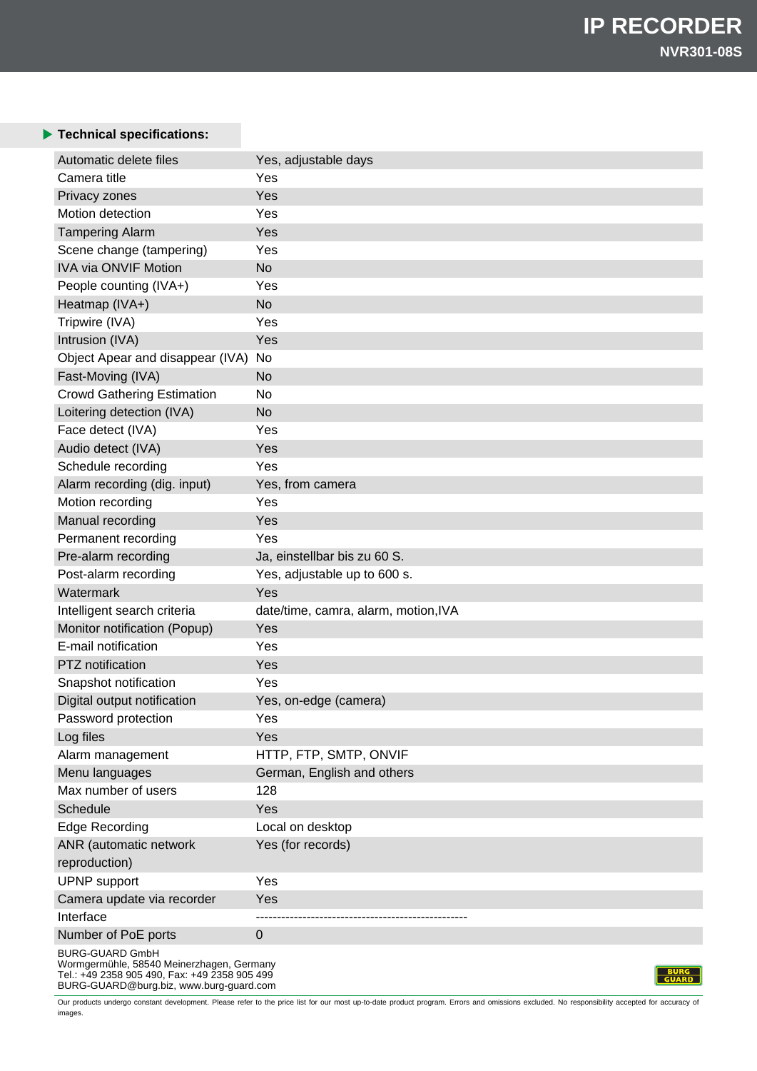# IP RECORDER

**NVR301-08S**

### Technical specifications:

| | |
|---|---|
| Automatic delete files | Yes, adjustable days |
| Camera title | Yes |
| Privacy zones | Yes |
| Motion detection | Yes |
| Tampering Alarm | Yes |
| Scene change (tampering) | Yes |
| IVA via ONVIF Motion | No |
| People counting (IVA+) | Yes |
| Heatmap (IVA+) | No |
| Tripwire (IVA) | Yes |
| Intrusion (IVA) | Yes |
| Object Apear and disappear (IVA) | No |
| Fast-Moving (IVA) | No |
| Crowd Gathering Estimation | No |
| Loitering detection (IVA) | No |
| Face detect (IVA) | Yes |
| Audio detect (IVA) | Yes |
| Schedule recording | Yes |
| Alarm recording (dig. input) | Yes, from camera |
| Motion recording | Yes |
| Manual recording | Yes |
| Permanent recording | Yes |
| Pre-alarm recording | Ja, einstellbar bis zu 60 S. |
| Post-alarm recording | Yes, adjustable up to 600 s. |
| Watermark | Yes |
| Intelligent search criteria | date/time, camra, alarm, motion,IVA |
| Monitor notification (Popup) | Yes |
| E-mail notification | Yes |
| PTZ notification | Yes |
| Snapshot notification | Yes |
| Digital output notification | Yes, on-edge (camera) |
| Password protection | Yes |
| Log files | Yes |
| Alarm management | HTTP, FTP, SMTP, ONVIF |
| Menu languages | German, English and others |
| Max number of users | 128 |
| Schedule | Yes |
| Edge Recording | Local on desktop |
| ANR (automatic network reproduction) | Yes (for records) |
| UPNP support | Yes |
| Camera update via recorder | Yes |
| Interface | -------------------------------------------------- |
| Number of PoE ports | 0 |

BURG-GUARD GmbH
Wormgermühle, 58540 Meinerzhagen, Germany
Tel.: +49 2358 905 490, Fax: +49 2358 905 499
BURG-GUARD@burg.biz, www.burg-guard.com

Our products undergo constant development. Please refer to the price list for our most up-to-date product program. Errors and omissions excluded. No responsibility accepted for accuracy of images.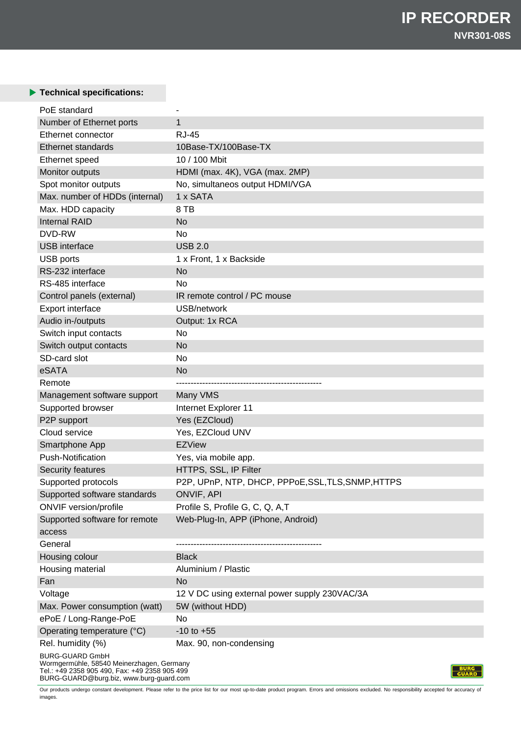# IP RECORDER

**NVR301-08S**

**Technical specifications:**

| | |
|---|---|
| PoE standard | - |
| Number of Ethernet ports | 1 |
| Ethernet connector | RJ-45 |
| Ethernet standards | 10Base-TX/100Base-TX |
| Ethernet speed | 10 / 100 Mbit |
| Monitor outputs | HDMI (max. 4K), VGA (max. 2MP) |
| Spot monitor outputs | No, simultaneos output HDMI/VGA |
| Max. number of HDDs (internal) | 1 x SATA |
| Max. HDD capacity | 8 TB |
| Internal RAID | No |
| DVD-RW | No |
| USB interface | USB 2.0 |
| USB ports | 1 x Front, 1 x Backside |
| RS-232 interface | No |
| RS-485 interface | No |
| Control panels (external) | IR remote control / PC mouse |
| Export interface | USB/network |
| Audio in-/outputs | Output: 1x RCA |
| Switch input contacts | No |
| Switch output contacts | No |
| SD-card slot | No |
| eSATA | No |
| Remote | -------------------------------------------------- |
| Management software support | Many VMS |
| Supported browser | Internet Explorer 11 |
| P2P support | Yes (EZCloud) |
| Cloud service | Yes, EZCloud UNV |
| Smartphone App | EZView |
| Push-Notification | Yes, via mobile app. |
| Security features | HTTPS, SSL, IP Filter |
| Supported protocols | P2P, UPnP, NTP, DHCP, PPPoE,SSL,TLS,SNMP,HTTPS |
| Supported software standards | ONVIF, API |
| ONVIF version/profile | Profile S, Profile G, C, Q, A,T |
| Supported software for remote access | Web-Plug-In, APP (iPhone, Android) |
| General | -------------------------------------------------- |
| Housing colour | Black |
| Housing material | Aluminium / Plastic |
| Fan | No |
| Voltage | 12 V DC using external power supply 230VAC/3A |
| Max. Power consumption (watt) | 5W (without HDD) |
| ePoE / Long-Range-PoE | No |
| Operating temperature (°C) | -10 to +55 |
| Rel. humidity (%) | Max. 90, non-condensing |

BURG-GUARD GmbH
Wormgermühle, 58540 Meinerzhagen, Germany
Tel.: +49 2358 905 490, Fax: +49 2358 905 499
BURG-GUARD@burg.biz, www.burg-guard.com

Our products undergo constant development. Please refer to the price list for our most up-to-date product program. Errors and omissions excluded. No responsibility accepted for accuracy of images.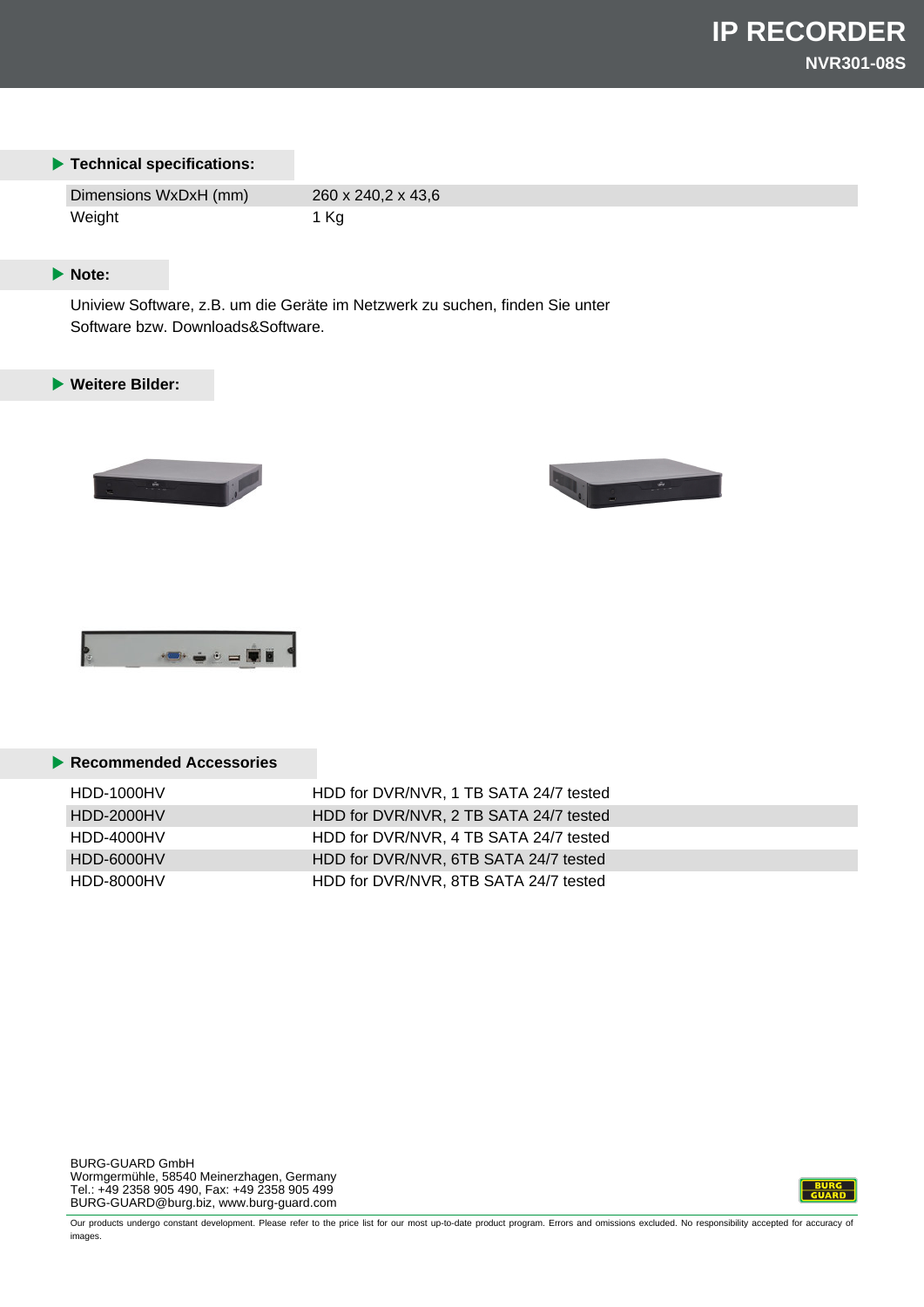### Technical specifications:

| | |
|---|---|
| Dimensions WxDxH (mm) | 260 x 240,2 x 43,6 |
| Weight | 1 Kg |

### Note:

Uniview Software, z.B. um die Geräte im Netzwerk zu suchen, finden Sie unter Software bzw. Downloads&Software.

### Weitere Bilder:

### Recommended Accessories

| | |
|---|---|
| HDD-1000HV | HDD for DVR/NVR, 1 TB SATA 24/7 tested |
| HDD-2000HV | HDD for DVR/NVR, 2 TB SATA 24/7 tested |
| HDD-4000HV | HDD for DVR/NVR, 4 TB SATA 24/7 tested |
| HDD-6000HV | HDD for DVR/NVR, 6TB SATA 24/7 tested |
| HDD-8000HV | HDD for DVR/NVR, 8TB SATA 24/7 tested |

BURG-GUARD GmbH
Wormgermühle, 58540 Meinerzhagen, Germany
Tel.: +49 2358 905 490, Fax: +49 2358 905 499
BURG-GUARD@burg.biz, www.burg-guard.com

Our products undergo constant development. Please refer to the price list for our most up-to-date product program. Errors and omissions excluded. No responsibility accepted for accuracy of images.